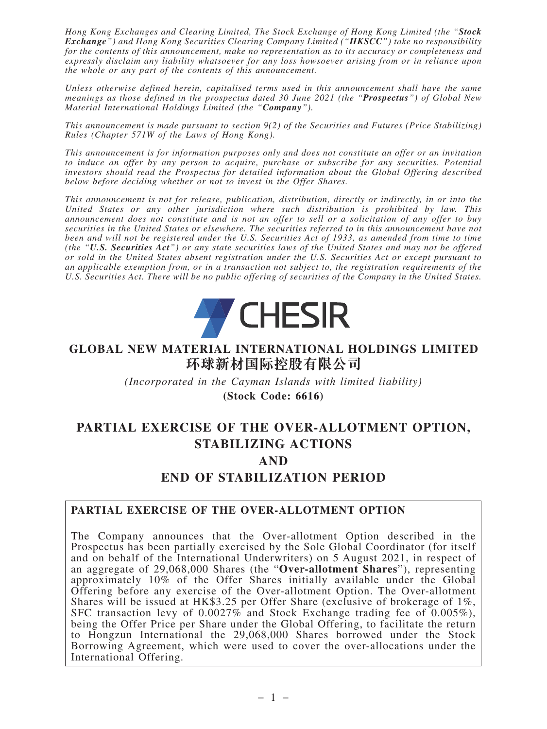*Hong Kong Exchanges and Clearing Limited, The Stock Exchange of Hong Kong Limited (the "**Stock Exchange**") and Hong Kong Securities Clearing Company Limited ("**HKSCC**") take no responsibility for the contents of this announcement, make no representation as to its accuracy or completeness and expressly disclaim any liability whatsoever for any loss howsoever arising from or in reliance upon the whole or any part of the contents of this announcement.*

*Unless otherwise defined herein, capitalised terms used in this announcement shall have the same meanings as those defined in the prospectus dated 30 June 2021 (the "**Prospectus**") of Global New Material International Holdings Limited (the "**Company**").*

*This announcement is made pursuant to section 9(2) of the Securities and Futures (Price Stabilizing) Rules (Chapter 571W of the Laws of Hong Kong).*

*This announcement is for information purposes only and does not constitute an offer or an invitation to induce an offer by any person to acquire, purchase or subscribe for any securities. Potential investors should read the Prospectus for detailed information about the Global Offering described below before deciding whether or not to invest in the Offer Shares.*

*This announcement is not for release, publication, distribution, directly or indirectly, in or into the United States or any other jurisdiction where such distribution is prohibited by law. This announcement does not constitute and is not an offer to sell or a solicitation of any offer to buy securities in the United States or elsewhere. The securities referred to in this announcement have not been and will not be registered under the U.S. Securities Act of 1933, as amended from time to time (the "**U.S. Securities Act**") or any state securities laws of the United States and may not be offered or sold in the United States absent registration under the U.S. Securities Act or except pursuant to an applicable exemption from, or in a transaction not subject to, the registration requirements of the U.S. Securities Act. There will be no public offering of securities of the Company in the United States.*

CHESIR

# GLOBAL NEW MATERIAL INTERNATIONAL HOLDINGS LIMITED
# 环球新材国际控股有限公司

*(Incorporated in the Cayman Islands with limited liability)*

**(Stock Code: 6616)**

# PARTIAL EXERCISE OF THE OVER-ALLOTMENT OPTION, STABILIZING ACTIONS AND END OF STABILIZATION PERIOD

## PARTIAL EXERCISE OF THE OVER-ALLOTMENT OPTION

The Company announces that the Over-allotment Option described in the Prospectus has been partially exercised by the Sole Global Coordinator (for itself and on behalf of the International Underwriters) on 5 August 2021, in respect of an aggregate of 29,068,000 Shares (the "**Over-allotment Shares**"), representing approximately 10% of the Offer Shares initially available under the Global Offering before any exercise of the Over-allotment Option. The Over-allotment Shares will be issued at HK$3.25 per Offer Share (exclusive of brokerage of 1%, SFC transaction levy of 0.0027% and Stock Exchange trading fee of 0.005%), being the Offer Price per Share under the Global Offering, to facilitate the return to Hongzun International the 29,068,000 Shares borrowed under the Stock Borrowing Agreement, which were used to cover the over-allocations under the International Offering.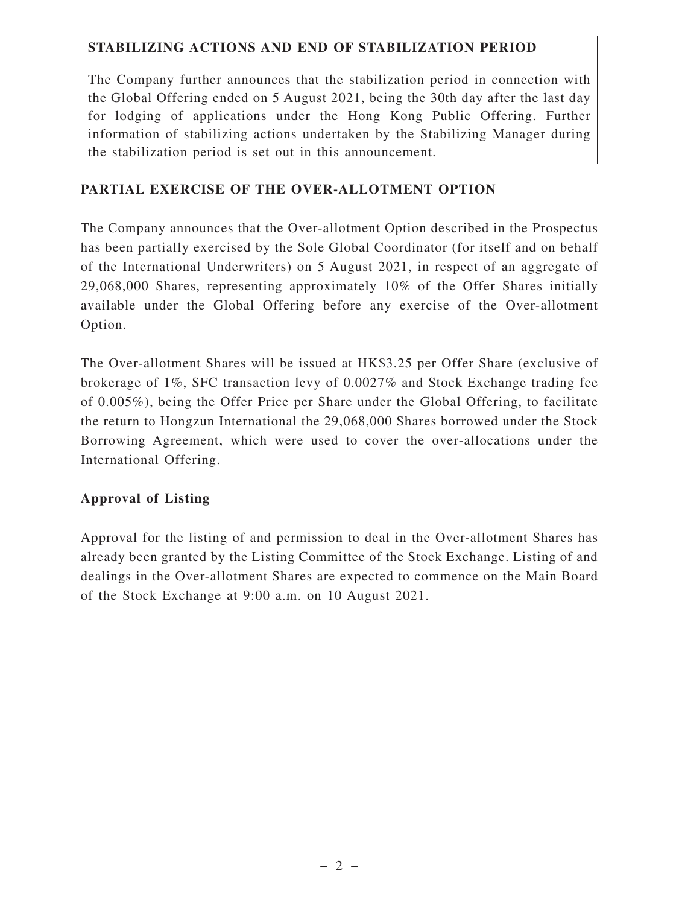**STABILIZING ACTIONS AND END OF STABILIZATION PERIOD**

The Company further announces that the stabilization period in connection with the Global Offering ended on 5 August 2021, being the 30th day after the last day for lodging of applications under the Hong Kong Public Offering. Further information of stabilizing actions undertaken by the Stabilizing Manager during the stabilization period is set out in this announcement.

## PARTIAL EXERCISE OF THE OVER-ALLOTMENT OPTION

The Company announces that the Over-allotment Option described in the Prospectus has been partially exercised by the Sole Global Coordinator (for itself and on behalf of the International Underwriters) on 5 August 2021, in respect of an aggregate of 29,068,000 Shares, representing approximately 10% of the Offer Shares initially available under the Global Offering before any exercise of the Over-allotment Option.

The Over-allotment Shares will be issued at HK$3.25 per Offer Share (exclusive of brokerage of 1%, SFC transaction levy of 0.0027% and Stock Exchange trading fee of 0.005%), being the Offer Price per Share under the Global Offering, to facilitate the return to Hongzun International the 29,068,000 Shares borrowed under the Stock Borrowing Agreement, which were used to cover the over-allocations under the International Offering.

### Approval of Listing

Approval for the listing of and permission to deal in the Over-allotment Shares has already been granted by the Listing Committee of the Stock Exchange. Listing of and dealings in the Over-allotment Shares are expected to commence on the Main Board of the Stock Exchange at 9:00 a.m. on 10 August 2021.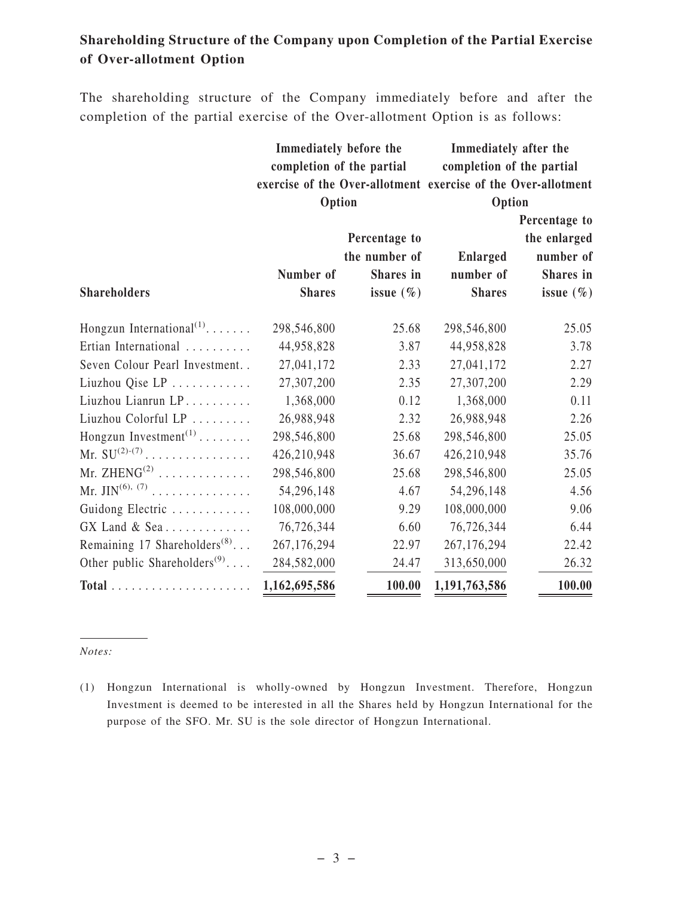## Shareholding Structure of the Company upon Completion of the Partial Exercise of Over-allotment Option

The shareholding structure of the Company immediately before and after the completion of the partial exercise of the Over-allotment Option is as follows:

| Shareholders | Immediately before the completion of the partial exercise of the Over-allotment Option | | Immediately after the completion of the partial exercise of the Over-allotment Option | |
|---|---|---|---|---|
| | Number of Shares | Percentage to the number of Shares in issue (%) | Enlarged number of Shares | Percentage to the enlarged number of Shares in issue (%) |
| Hongzun International[(1)] | 298,546,800 | 25.68 | 298,546,800 | 25.05 |
| Ertian International | 44,958,828 | 3.87 | 44,958,828 | 3.78 |
| Seven Colour Pearl Investment | 27,041,172 | 2.33 | 27,041,172 | 2.27 |
| Liuzhou Qise LP | 27,307,200 | 2.35 | 27,307,200 | 2.29 |
| Liuzhou Lianrun LP | 1,368,000 | 0.12 | 1,368,000 | 0.11 |
| Liuzhou Colorful LP | 26,988,948 | 2.32 | 26,988,948 | 2.26 |
| Hongzun Investment[(1)] | 298,546,800 | 25.68 | 298,546,800 | 25.05 |
| Mr. SU[(2)-(7)] | 426,210,948 | 36.67 | 426,210,948 | 35.76 |
| Mr. ZHENG[(2)] | 298,546,800 | 25.68 | 298,546,800 | 25.05 |
| Mr. JIN[(6), (7)] | 54,296,148 | 4.67 | 54,296,148 | 4.56 |
| Guidong Electric | 108,000,000 | 9.29 | 108,000,000 | 9.06 |
| GX Land & Sea | 76,726,344 | 6.60 | 76,726,344 | 6.44 |
| Remaining 17 Shareholders[(8)] | 267,176,294 | 22.97 | 267,176,294 | 22.42 |
| Other public Shareholders[(9)] | 284,582,000 | 24.47 | 313,650,000 | 26.32 |
| **Total** | **1,162,695,586** | **100.00** | **1,191,763,586** | **100.00** |

*Notes:*

(1) Hongzun International is wholly-owned by Hongzun Investment. Therefore, Hongzun Investment is deemed to be interested in all the Shares held by Hongzun International for the purpose of the SFO. Mr. SU is the sole director of Hongzun International.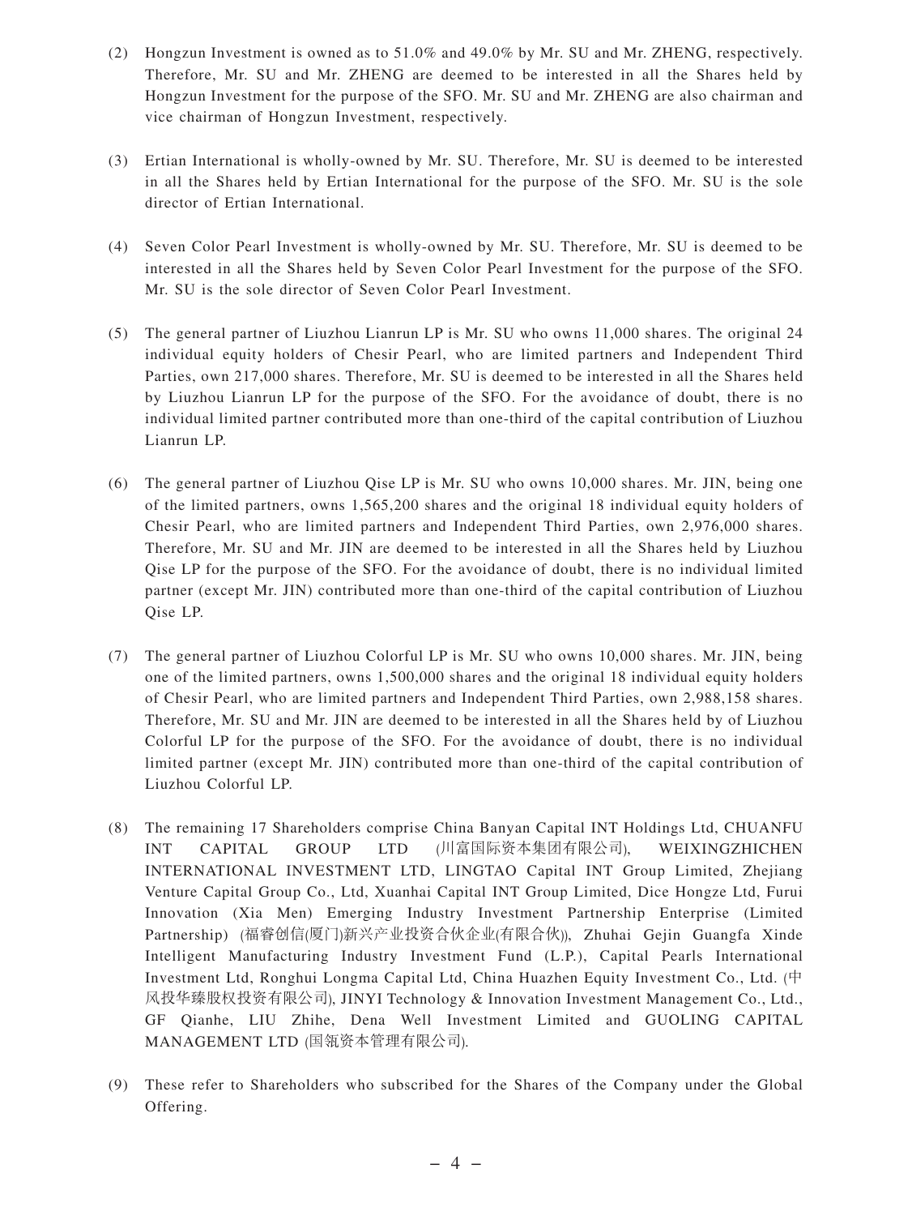(2) Hongzun Investment is owned as to 51.0% and 49.0% by Mr. SU and Mr. ZHENG, respectively. Therefore, Mr. SU and Mr. ZHENG are deemed to be interested in all the Shares held by Hongzun Investment for the purpose of the SFO. Mr. SU and Mr. ZHENG are also chairman and vice chairman of Hongzun Investment, respectively.

(3) Ertian International is wholly-owned by Mr. SU. Therefore, Mr. SU is deemed to be interested in all the Shares held by Ertian International for the purpose of the SFO. Mr. SU is the sole director of Ertian International.

(4) Seven Color Pearl Investment is wholly-owned by Mr. SU. Therefore, Mr. SU is deemed to be interested in all the Shares held by Seven Color Pearl Investment for the purpose of the SFO. Mr. SU is the sole director of Seven Color Pearl Investment.

(5) The general partner of Liuzhou Lianrun LP is Mr. SU who owns 11,000 shares. The original 24 individual equity holders of Chesir Pearl, who are limited partners and Independent Third Parties, own 217,000 shares. Therefore, Mr. SU is deemed to be interested in all the Shares held by Liuzhou Lianrun LP for the purpose of the SFO. For the avoidance of doubt, there is no individual limited partner contributed more than one-third of the capital contribution of Liuzhou Lianrun LP.

(6) The general partner of Liuzhou Qise LP is Mr. SU who owns 10,000 shares. Mr. JIN, being one of the limited partners, owns 1,565,200 shares and the original 18 individual equity holders of Chesir Pearl, who are limited partners and Independent Third Parties, own 2,976,000 shares. Therefore, Mr. SU and Mr. JIN are deemed to be interested in all the Shares held by Liuzhou Qise LP for the purpose of the SFO. For the avoidance of doubt, there is no individual limited partner (except Mr. JIN) contributed more than one-third of the capital contribution of Liuzhou Qise LP.

(7) The general partner of Liuzhou Colorful LP is Mr. SU who owns 10,000 shares. Mr. JIN, being one of the limited partners, owns 1,500,000 shares and the original 18 individual equity holders of Chesir Pearl, who are limited partners and Independent Third Parties, own 2,988,158 shares. Therefore, Mr. SU and Mr. JIN are deemed to be interested in all the Shares held by of Liuzhou Colorful LP for the purpose of the SFO. For the avoidance of doubt, there is no individual limited partner (except Mr. JIN) contributed more than one-third of the capital contribution of Liuzhou Colorful LP.

(8) The remaining 17 Shareholders comprise China Banyan Capital INT Holdings Ltd, CHUANFU INT CAPITAL GROUP LTD (川富国际资本集团有限公司), WEIXINGZHICHEN INTERNATIONAL INVESTMENT LTD, LINGTAO Capital INT Group Limited, Zhejiang Venture Capital Group Co., Ltd, Xuanhai Capital INT Group Limited, Dice Hongze Ltd, Furui Innovation (Xia Men) Emerging Industry Investment Partnership Enterprise (Limited Partnership) (福睿创信(厦门)新兴产业投资合伙企业(有限合伙)), Zhuhai Gejin Guangfa Xinde Intelligent Manufacturing Industry Investment Fund (L.P.), Capital Pearls International Investment Ltd, Ronghui Longma Capital Ltd, China Huazhen Equity Investment Co., Ltd. (中风投华臻股权投资有限公司), JINYI Technology & Innovation Investment Management Co., Ltd., GF Qianhe, LIU Zhihe, Dena Well Investment Limited and GUOLING CAPITAL MANAGEMENT LTD (国瓴资本管理有限公司).

(9) These refer to Shareholders who subscribed for the Shares of the Company under the Global Offering.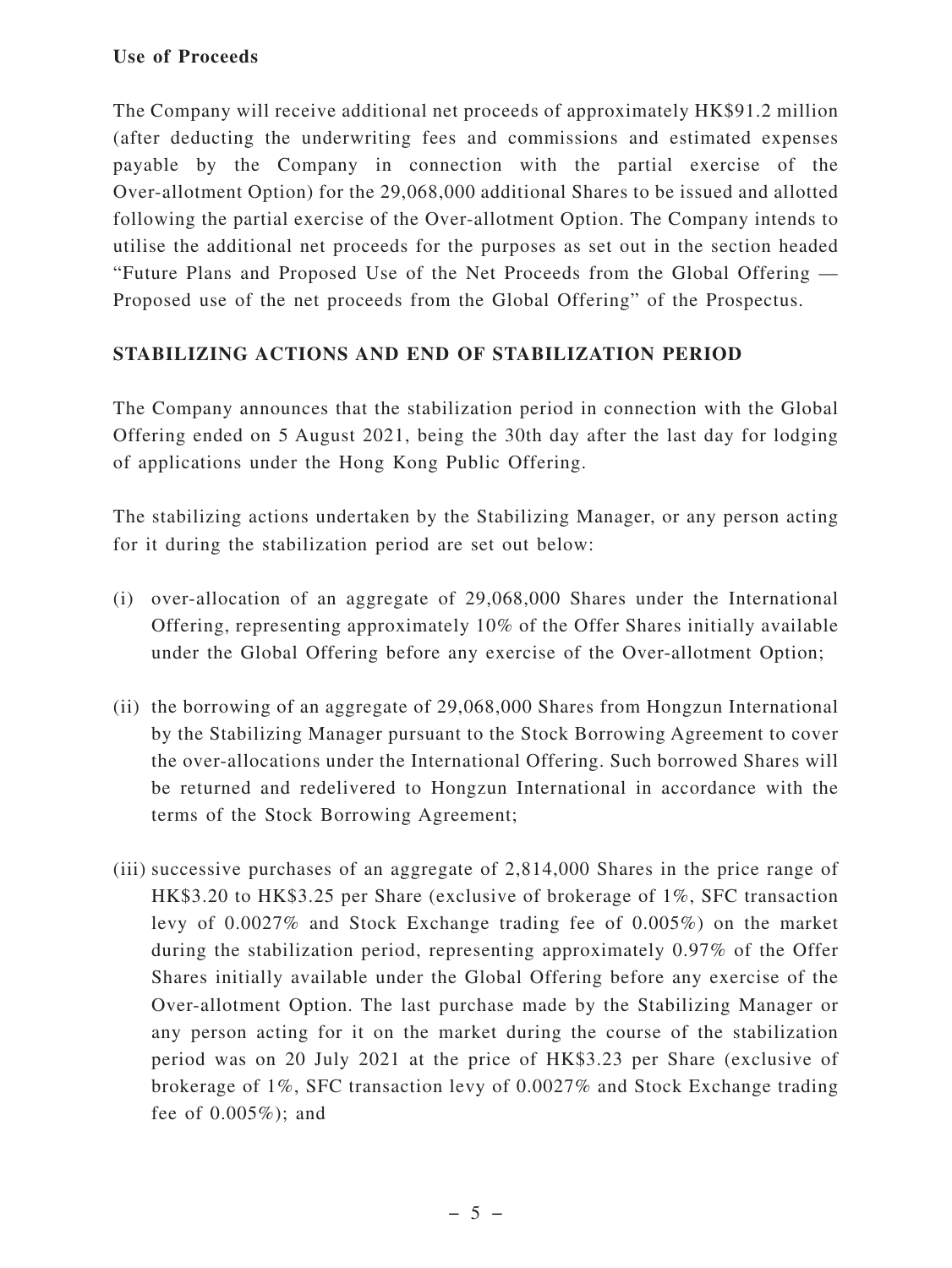**Use of Proceeds**

The Company will receive additional net proceeds of approximately HK$91.2 million (after deducting the underwriting fees and commissions and estimated expenses payable by the Company in connection with the partial exercise of the Over-allotment Option) for the 29,068,000 additional Shares to be issued and allotted following the partial exercise of the Over-allotment Option. The Company intends to utilise the additional net proceeds for the purposes as set out in the section headed "Future Plans and Proposed Use of the Net Proceeds from the Global Offering — Proposed use of the net proceeds from the Global Offering" of the Prospectus.

## STABILIZING ACTIONS AND END OF STABILIZATION PERIOD

The Company announces that the stabilization period in connection with the Global Offering ended on 5 August 2021, being the 30th day after the last day for lodging of applications under the Hong Kong Public Offering.

The stabilizing actions undertaken by the Stabilizing Manager, or any person acting for it during the stabilization period are set out below:

(i) over-allocation of an aggregate of 29,068,000 Shares under the International Offering, representing approximately 10% of the Offer Shares initially available under the Global Offering before any exercise of the Over-allotment Option;

(ii) the borrowing of an aggregate of 29,068,000 Shares from Hongzun International by the Stabilizing Manager pursuant to the Stock Borrowing Agreement to cover the over-allocations under the International Offering. Such borrowed Shares will be returned and redelivered to Hongzun International in accordance with the terms of the Stock Borrowing Agreement;

(iii) successive purchases of an aggregate of 2,814,000 Shares in the price range of HK$3.20 to HK$3.25 per Share (exclusive of brokerage of 1%, SFC transaction levy of 0.0027% and Stock Exchange trading fee of 0.005%) on the market during the stabilization period, representing approximately 0.97% of the Offer Shares initially available under the Global Offering before any exercise of the Over-allotment Option. The last purchase made by the Stabilizing Manager or any person acting for it on the market during the course of the stabilization period was on 20 July 2021 at the price of HK$3.23 per Share (exclusive of brokerage of 1%, SFC transaction levy of 0.0027% and Stock Exchange trading fee of 0.005%); and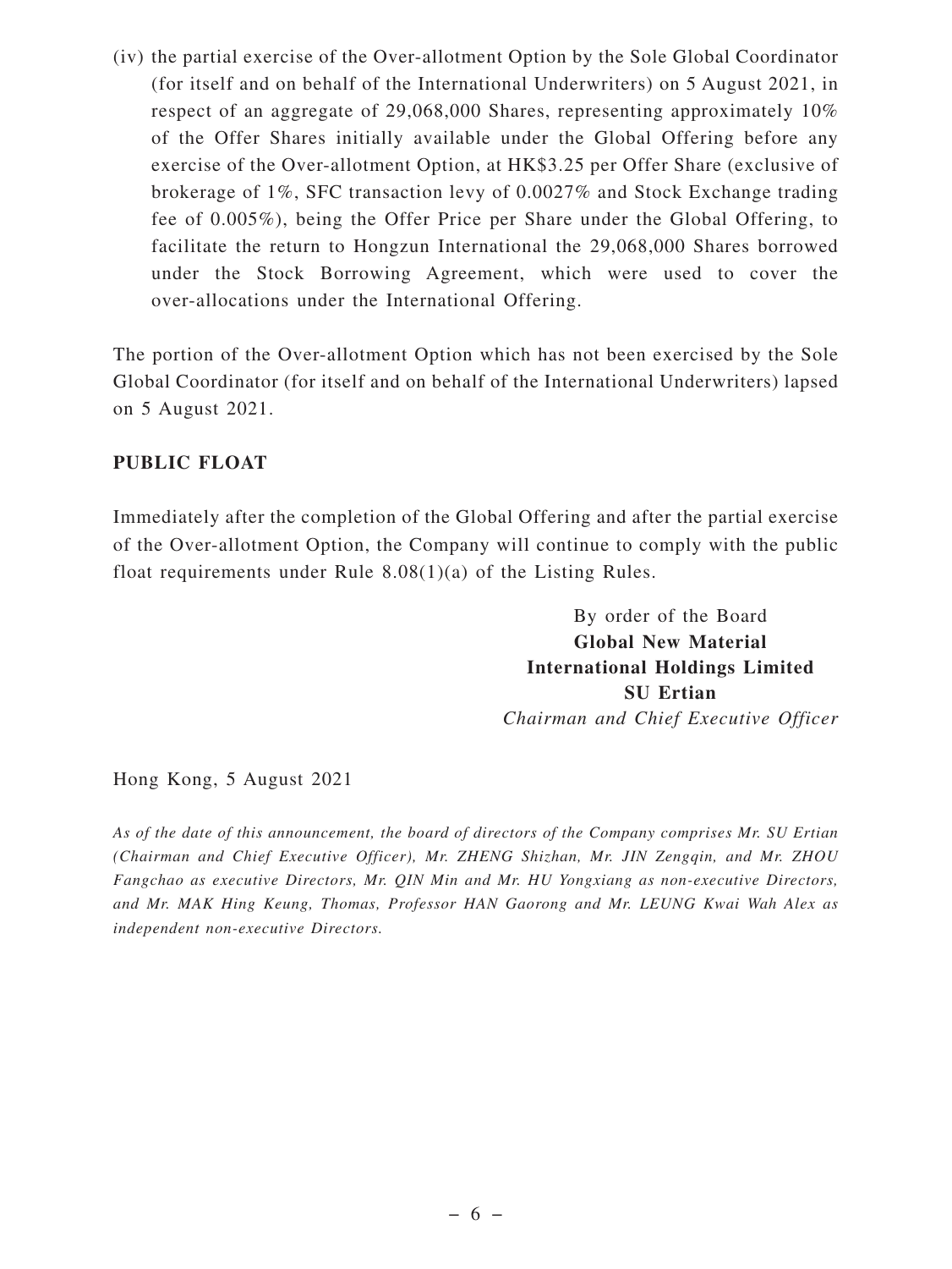(iv) the partial exercise of the Over-allotment Option by the Sole Global Coordinator (for itself and on behalf of the International Underwriters) on 5 August 2021, in respect of an aggregate of 29,068,000 Shares, representing approximately 10% of the Offer Shares initially available under the Global Offering before any exercise of the Over-allotment Option, at HK$3.25 per Offer Share (exclusive of brokerage of 1%, SFC transaction levy of 0.0027% and Stock Exchange trading fee of 0.005%), being the Offer Price per Share under the Global Offering, to facilitate the return to Hongzun International the 29,068,000 Shares borrowed under the Stock Borrowing Agreement, which were used to cover the over-allocations under the International Offering.

The portion of the Over-allotment Option which has not been exercised by the Sole Global Coordinator (for itself and on behalf of the International Underwriters) lapsed on 5 August 2021.

**PUBLIC FLOAT**

Immediately after the completion of the Global Offering and after the partial exercise of the Over-allotment Option, the Company will continue to comply with the public float requirements under Rule 8.08(1)(a) of the Listing Rules.

By order of the Board
**Global New Material International Holdings Limited**
**SU Ertian**
*Chairman and Chief Executive Officer*

Hong Kong, 5 August 2021

*As of the date of this announcement, the board of directors of the Company comprises Mr. SU Ertian (Chairman and Chief Executive Officer), Mr. ZHENG Shizhan, Mr. JIN Zengqin, and Mr. ZHOU Fangchao as executive Directors, Mr. QIN Min and Mr. HU Yongxiang as non-executive Directors, and Mr. MAK Hing Keung, Thomas, Professor HAN Gaorong and Mr. LEUNG Kwai Wah Alex as independent non-executive Directors.*